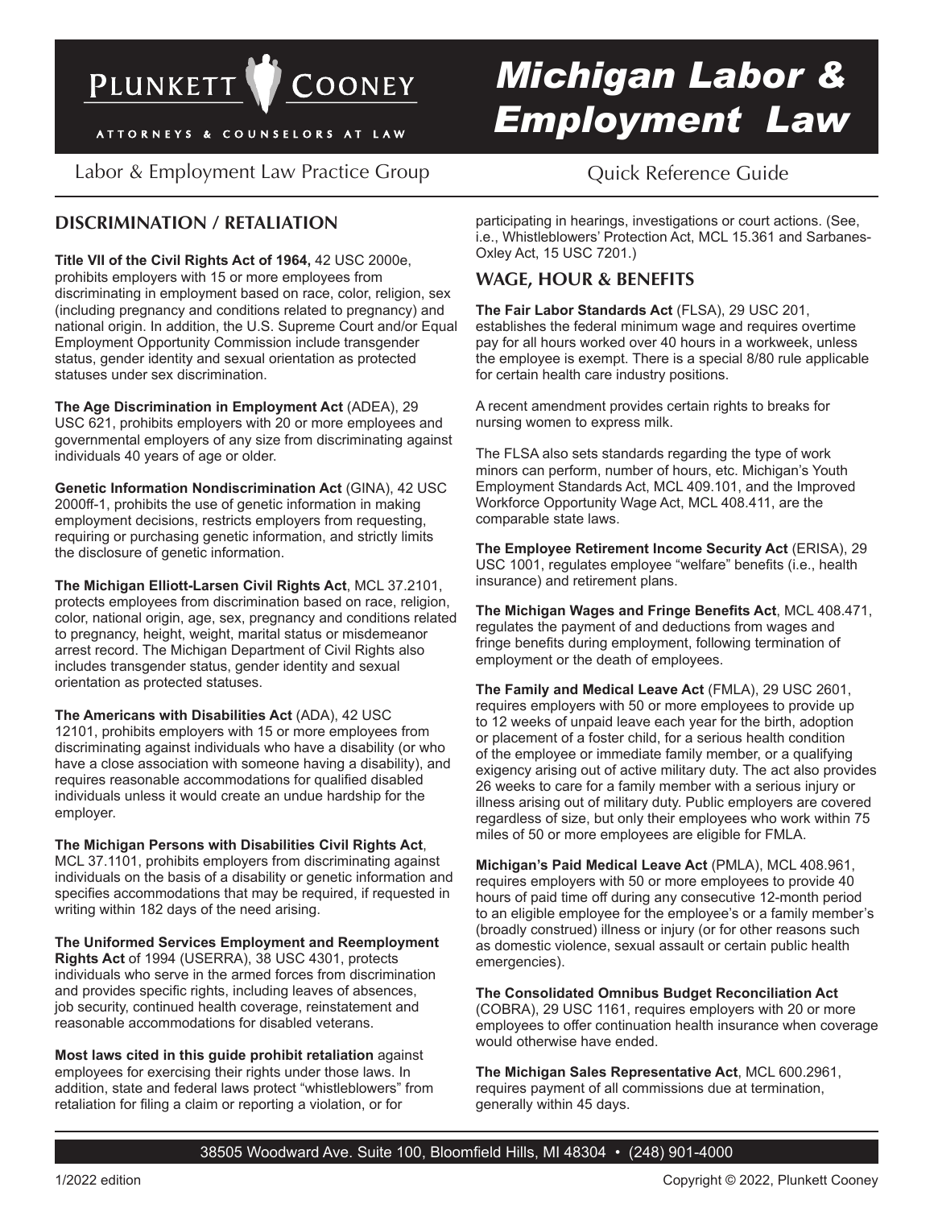# Michigan Labor & Employment Law

PLUNKETT COONEY

ATTORNEYS & COUNSELORS AT LAW

Labor & Employment Law Practice Group

Quick Reference Guide

## DISCRIMINATION / RETALIATION

**Title VII of the Civil Rights Act of 1964,** 42 USC 2000e, prohibits employers with 15 or more employees from discriminating in employment based on race, color, religion, sex (including pregnancy and conditions related to pregnancy) and national origin. In addition, the U.S. Supreme Court and/or Equal Employment Opportunity Commission include transgender status, gender identity and sexual orientation as protected statuses under sex discrimination.

**The Age Discrimination in Employment Act** (ADEA), 29 USC 621, prohibits employers with 20 or more employees and governmental employers of any size from discriminating against individuals 40 years of age or older.

**Genetic Information Nondiscrimination Act** (GINA), 42 USC 2000ff-1, prohibits the use of genetic information in making employment decisions, restricts employers from requesting, requiring or purchasing genetic information, and strictly limits the disclosure of genetic information.

**The Michigan Elliott-Larsen Civil Rights Act**, MCL 37.2101, protects employees from discrimination based on race, religion, color, national origin, age, sex, pregnancy and conditions related to pregnancy, height, weight, marital status or misdemeanor arrest record. The Michigan Department of Civil Rights also includes transgender status, gender identity and sexual orientation as protected statuses.

**The Americans with Disabilities Act** (ADA), 42 USC 12101, prohibits employers with 15 or more employees from discriminating against individuals who have a disability (or who have a close association with someone having a disability), and requires reasonable accommodations for qualified disabled individuals unless it would create an undue hardship for the employer.

**The Michigan Persons with Disabilities Civil Rights Act**, MCL 37.1101, prohibits employers from discriminating against individuals on the basis of a disability or genetic information and specifies accommodations that may be required, if requested in writing within 182 days of the need arising.

**The Uniformed Services Employment and Reemployment Rights Act** of 1994 (USERRA), 38 USC 4301, protects individuals who serve in the armed forces from discrimination and provides specific rights, including leaves of absences, job security, continued health coverage, reinstatement and reasonable accommodations for disabled veterans.

**Most laws cited in this guide prohibit retaliation** against employees for exercising their rights under those laws. In addition, state and federal laws protect "whistleblowers" from retaliation for filing a claim or reporting a violation, or for participating in hearings, investigations or court actions. (See, i.e., Whistleblowers' Protection Act, MCL 15.361 and Sarbanes-Oxley Act, 15 USC 7201.)

## WAGE, HOUR & BENEFITS

**The Fair Labor Standards Act** (FLSA), 29 USC 201, establishes the federal minimum wage and requires overtime pay for all hours worked over 40 hours in a workweek, unless the employee is exempt. There is a special 8/80 rule applicable for certain health care industry positions.

A recent amendment provides certain rights to breaks for nursing women to express milk.

The FLSA also sets standards regarding the type of work minors can perform, number of hours, etc. Michigan's Youth Employment Standards Act, MCL 409.101, and the Improved Workforce Opportunity Wage Act, MCL 408.411, are the comparable state laws.

**The Employee Retirement Income Security Act** (ERISA), 29 USC 1001, regulates employee "welfare" benefits (i.e., health insurance) and retirement plans.

**The Michigan Wages and Fringe Benefits Act**, MCL 408.471, regulates the payment of and deductions from wages and fringe benefits during employment, following termination of employment or the death of employees.

**The Family and Medical Leave Act** (FMLA), 29 USC 2601, requires employers with 50 or more employees to provide up to 12 weeks of unpaid leave each year for the birth, adoption or placement of a foster child, for a serious health condition of the employee or immediate family member, or a qualifying exigency arising out of active military duty. The act also provides 26 weeks to care for a family member with a serious injury or illness arising out of military duty. Public employers are covered regardless of size, but only their employees who work within 75 miles of 50 or more employees are eligible for FMLA.

**Michigan's Paid Medical Leave Act** (PMLA), MCL 408.961, requires employers with 50 or more employees to provide 40 hours of paid time off during any consecutive 12-month period to an eligible employee for the employee's or a family member's (broadly construed) illness or injury (or for other reasons such as domestic violence, sexual assault or certain public health emergencies).

**The Consolidated Omnibus Budget Reconciliation Act** (COBRA), 29 USC 1161, requires employers with 20 or more employees to offer continuation health insurance when coverage would otherwise have ended.

**The Michigan Sales Representative Act**, MCL 600.2961, requires payment of all commissions due at termination, generally within 45 days.

38505 Woodward Ave. Suite 100, Bloomfield Hills, MI 48304 • (248) 901-4000

1/2022 edition

Copyright © 2022, Plunkett Cooney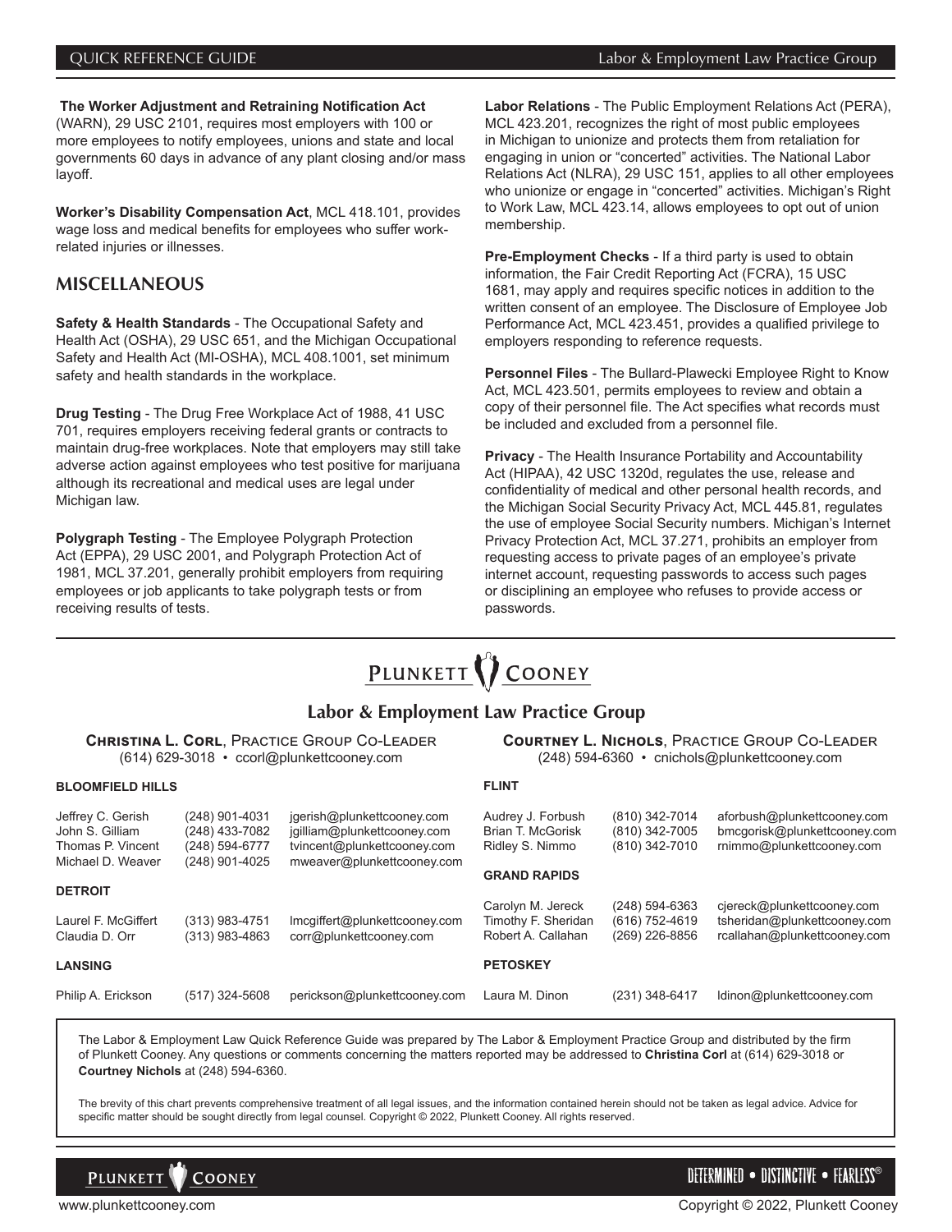**The Worker Adjustment and Retraining Notification Act** (WARN), 29 USC 2101, requires most employers with 100 or more employees to notify employees, unions and state and local governments 60 days in advance of any plant closing and/or mass layoff.

**Worker's Disability Compensation Act**, MCL 418.101, provides wage loss and medical benefits for employees who suffer work-related injuries or illnesses.

## MISCELLANEOUS

**Safety & Health Standards** - The Occupational Safety and Health Act (OSHA), 29 USC 651, and the Michigan Occupational Safety and Health Act (MI-OSHA), MCL 408.1001, set minimum safety and health standards in the workplace.

**Drug Testing** - The Drug Free Workplace Act of 1988, 41 USC 701, requires employers receiving federal grants or contracts to maintain drug-free workplaces. Note that employers may still take adverse action against employees who test positive for marijuana although its recreational and medical uses are legal under Michigan law.

**Polygraph Testing** - The Employee Polygraph Protection Act (EPPA), 29 USC 2001, and Polygraph Protection Act of 1981, MCL 37.201, generally prohibit employers from requiring employees or job applicants to take polygraph tests or from receiving results of tests.

**Labor Relations** - The Public Employment Relations Act (PERA), MCL 423.201, recognizes the right of most public employees in Michigan to unionize and protects them from retaliation for engaging in union or "concerted" activities. The National Labor Relations Act (NLRA), 29 USC 151, applies to all other employees who unionize or engage in "concerted" activities. Michigan's Right to Work Law, MCL 423.14, allows employees to opt out of union membership.

**Pre-Employment Checks** - If a third party is used to obtain information, the Fair Credit Reporting Act (FCRA), 15 USC 1681, may apply and requires specific notices in addition to the written consent of an employee. The Disclosure of Employee Job Performance Act, MCL 423.451, provides a qualified privilege to employers responding to reference requests.

**Personnel Files** - The Bullard-Plawecki Employee Right to Know Act, MCL 423.501, permits employees to review and obtain a copy of their personnel file. The Act specifies what records must be included and excluded from a personnel file.

**Privacy** - The Health Insurance Portability and Accountability Act (HIPAA), 42 USC 1320d, regulates the use, release and confidentiality of medical and other personal health records, and the Michigan Social Security Privacy Act, MCL 445.81, regulates the use of employee Social Security numbers. Michigan's Internet Privacy Protection Act, MCL 37.271, prohibits an employer from requesting access to private pages of an employee's private internet account, requesting passwords to access such pages or disciplining an employee who refuses to provide access or passwords.

PLUNKETT COONEY

## Labor & Employment Law Practice Group

**Christina L. Corl**, Practice Group Co-Leader
(614) 629-3018 • ccorl@plunkettcooney.com

**Courtney L. Nichols**, Practice Group Co-Leader
(248) 594-6360 • cnichols@plunkettcooney.com

**BLOOMFIELD HILLS**

| | | |
|---|---|---|
| Jeffrey C. Gerish | (248) 901-4031 | jgerish@plunkettcooney.com |
| John S. Gilliam | (248) 433-7082 | jgilliam@plunkettcooney.com |
| Thomas P. Vincent | (248) 594-6777 | tvincent@plunkettcooney.com |
| Michael D. Weaver | (248) 901-4025 | mweaver@plunkettcooney.com |

**DETROIT**

| | | |
|---|---|---|
| Laurel F. McGiffert | (313) 983-4751 | lmcgiffert@plunkettcooney.com |
| Claudia D. Orr | (313) 983-4863 | corr@plunkettcooney.com |

**LANSING**

| | | |
|---|---|---|
| Philip A. Erickson | (517) 324-5608 | perickson@plunkettcooney.com |

**FLINT**

| | | |
|---|---|---|
| Audrey J. Forbush | (810) 342-7014 | aforbush@plunkettcooney.com |
| Brian T. McGorisk | (810) 342-7005 | bmcgorisk@plunkettcooney.com |
| Ridley S. Nimmo | (810) 342-7010 | rnimmo@plunkettcooney.com |

**GRAND RAPIDS**

| | | |
|---|---|---|
| Carolyn M. Jereck | (248) 594-6363 | cjereck@plunkettcooney.com |
| Timothy F. Sheridan | (616) 752-4619 | tsheridan@plunkettcooney.com |
| Robert A. Callahan | (269) 226-8856 | rcallahan@plunkettcooney.com |

**PETOSKEY**

| | | |
|---|---|---|
| Laura M. Dinon | (231) 348-6417 | ldinon@plunkettcooney.com |

The Labor & Employment Law Quick Reference Guide was prepared by The Labor & Employment Practice Group and distributed by the firm of Plunkett Cooney. Any questions or comments concerning the matters reported may be addressed to **Christina Corl** at (614) 629-3018 or **Courtney Nichols** at (248) 594-6360.

The brevity of this chart prevents comprehensive treatment of all legal issues, and the information contained herein should not be taken as legal advice. Advice for specific matter should be sought directly from legal counsel. Copyright © 2022, Plunkett Cooney. All rights reserved.

PLUNKETT COONEY

DETERMINED • DISTINCTIVE • FEARLESS®

www.plunkettcooney.com

Copyright © 2022, Plunkett Cooney